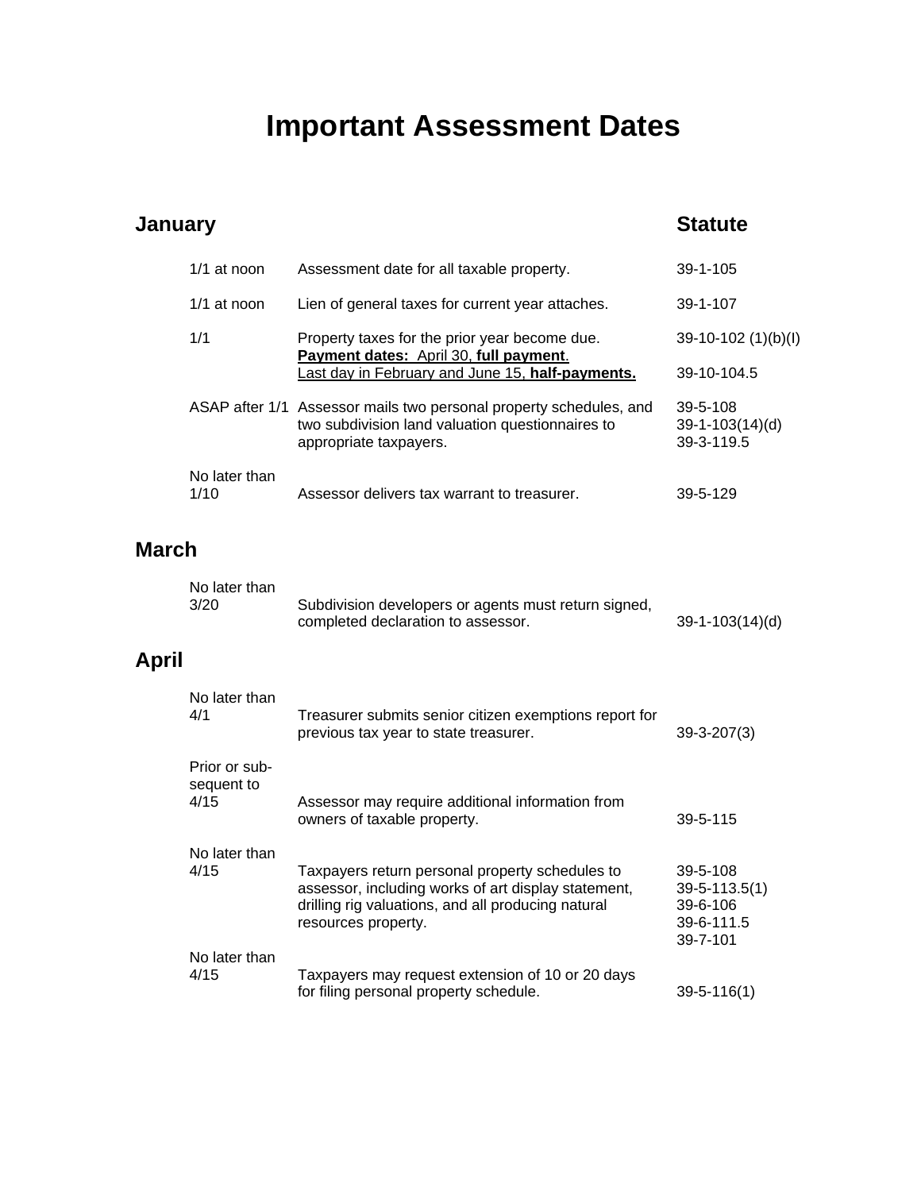# Important Assessment Dates

## January

| Date | Description | Statute |
|---|---|---|
| 1/1 at noon | Assessment date for all taxable property. | 39-1-105 |
| 1/1 at noon | Lien of general taxes for current year attaches. | 39-1-107 |
| 1/1 | Property taxes for the prior year become due. **Payment dates:** April 30, **full payment**. Last day in February and June 15, **half-payments.** | 39-10-102 (1)(b)(I) 39-10-104.5 |
| ASAP after 1/1 | Assessor mails two personal property schedules, and two subdivision land valuation questionnaires to appropriate taxpayers. | 39-5-108 39-1-103(14)(d) 39-3-119.5 |
| No later than 1/10 | Assessor delivers tax warrant to treasurer. | 39-5-129 |

## March

| Date | Description | Statute |
|---|---|---|
| No later than 3/20 | Subdivision developers or agents must return signed, completed declaration to assessor. | 39-1-103(14)(d) |

## April

| Date | Description | Statute |
|---|---|---|
| No later than 4/1 | Treasurer submits senior citizen exemptions report for previous tax year to state treasurer. | 39-3-207(3) |
| Prior or subsequent to 4/15 | Assessor may require additional information from owners of taxable property. | 39-5-115 |
| No later than 4/15 | Taxpayers return personal property schedules to assessor, including works of art display statement, drilling rig valuations, and all producing natural resources property. | 39-5-108 39-5-113.5(1) 39-6-106 39-6-111.5 39-7-101 |
| No later than 4/15 | Taxpayers may request extension of 10 or 20 days for filing personal property schedule. | 39-5-116(1) |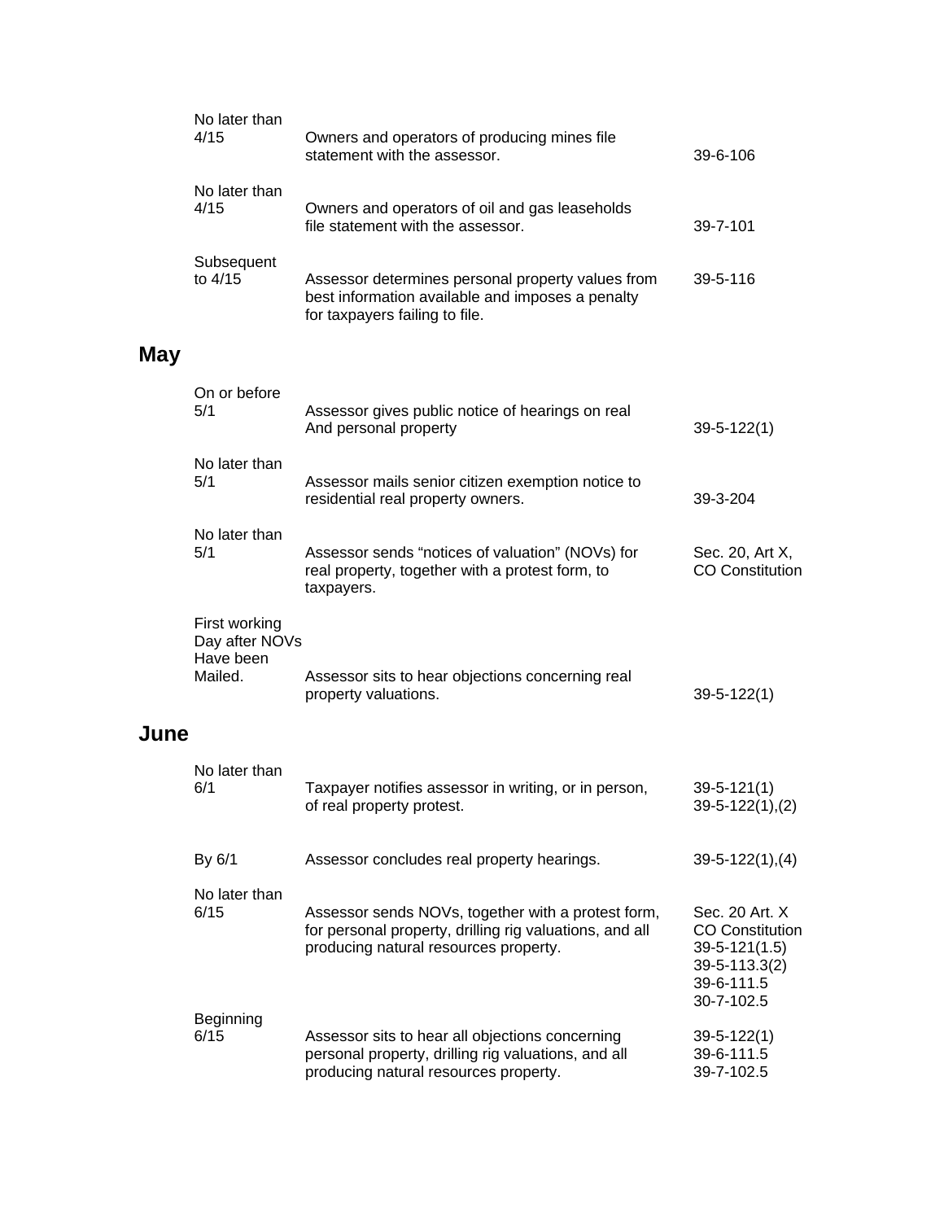| | | |
|---|---|---|
| No later than 4/15 | Owners and operators of producing mines file statement with the assessor. | 39-6-106 |
| No later than 4/15 | Owners and operators of oil and gas leaseholds file statement with the assessor. | 39-7-101 |
| Subsequent to 4/15 | Assessor determines personal property values from best information available and imposes a penalty for taxpayers failing to file. | 39-5-116 |

## May

| | | |
|---|---|---|
| On or before 5/1 | Assessor gives public notice of hearings on real And personal property | 39-5-122(1) |
| No later than 5/1 | Assessor mails senior citizen exemption notice to residential real property owners. | 39-3-204 |
| No later than 5/1 | Assessor sends "notices of valuation" (NOVs) for real property, together with a protest form, to taxpayers. | Sec. 20, Art X, CO Constitution |
| First working Day after NOVs Have been Mailed. | Assessor sits to hear objections concerning real property valuations. | 39-5-122(1) |

## June

| | | |
|---|---|---|
| No later than 6/1 | Taxpayer notifies assessor in writing, or in person, of real property protest. | 39-5-121(1)<br>39-5-122(1),(2) |
| By 6/1 | Assessor concludes real property hearings. | 39-5-122(1),(4) |
| No later than 6/15 | Assessor sends NOVs, together with a protest form, for personal property, drilling rig valuations, and all producing natural resources property. | Sec. 20 Art. X<br>CO Constitution<br>39-5-121(1.5)<br>39-5-113.3(2)<br>39-6-111.5<br>30-7-102.5 |
| Beginning 6/15 | Assessor sits to hear all objections concerning personal property, drilling rig valuations, and all producing natural resources property. | 39-5-122(1)<br>39-6-111.5<br>39-7-102.5 |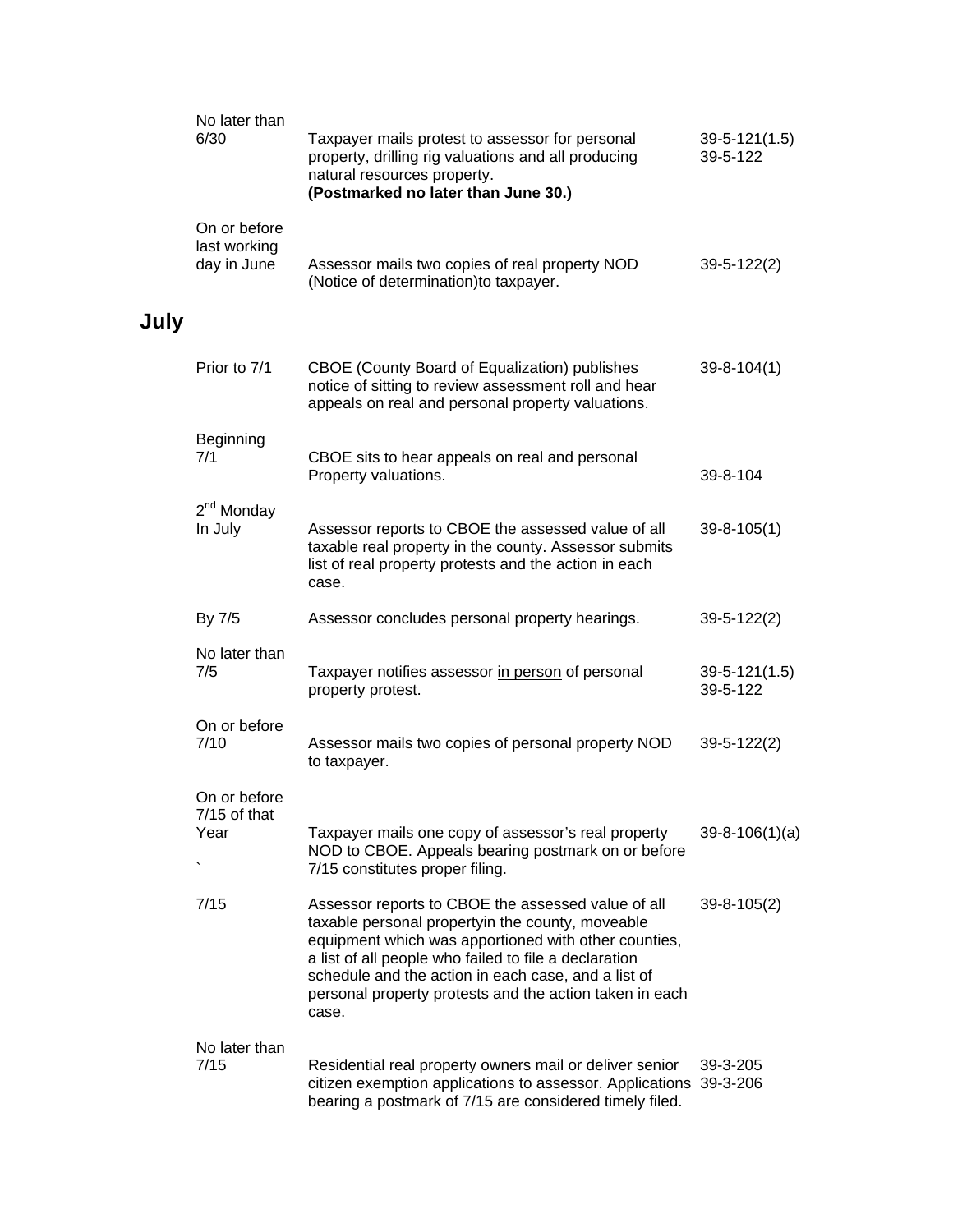| | | |
|---|---|---|
| No later than 6/30 | Taxpayer mails protest to assessor for personal property, drilling rig valuations and all producing natural resources property. **(Postmarked no later than June 30.)** | 39-5-121(1.5) 39-5-122 |
| On or before last working day in June | Assessor mails two copies of real property NOD (Notice of determination)to taxpayer. | 39-5-122(2) |

## July

| | | |
|---|---|---|
| Prior to 7/1 | CBOE (County Board of Equalization) publishes notice of sitting to review assessment roll and hear appeals on real and personal property valuations. | 39-8-104(1) |
| Beginning 7/1 | CBOE sits to hear appeals on real and personal Property valuations. | 39-8-104 |
| 2nd Monday In July | Assessor reports to CBOE the assessed value of all taxable real property in the county. Assessor submits list of real property protests and the action in each case. | 39-8-105(1) |
| By 7/5 | Assessor concludes personal property hearings. | 39-5-122(2) |
| No later than 7/5 | Taxpayer notifies assessor <u>in person</u> of personal property protest. | 39-5-121(1.5) 39-5-122 |
| On or before 7/10 | Assessor mails two copies of personal property NOD to taxpayer. | 39-5-122(2) |
| On or before 7/15 of that Year ` | Taxpayer mails one copy of assessor's real property NOD to CBOE. Appeals bearing postmark on or before 7/15 constitutes proper filing. | 39-8-106(1)(a) |
| 7/15 | Assessor reports to CBOE the assessed value of all taxable personal propertyin the county, moveable equipment which was apportioned with other counties, a list of all people who failed to file a declaration schedule and the action in each case, and a list of personal property protests and the action taken in each case. | 39-8-105(2) |
| No later than 7/15 | Residential real property owners mail or deliver senior citizen exemption applications to assessor. Applications bearing a postmark of 7/15 are considered timely filed. | 39-3-205 39-3-206 |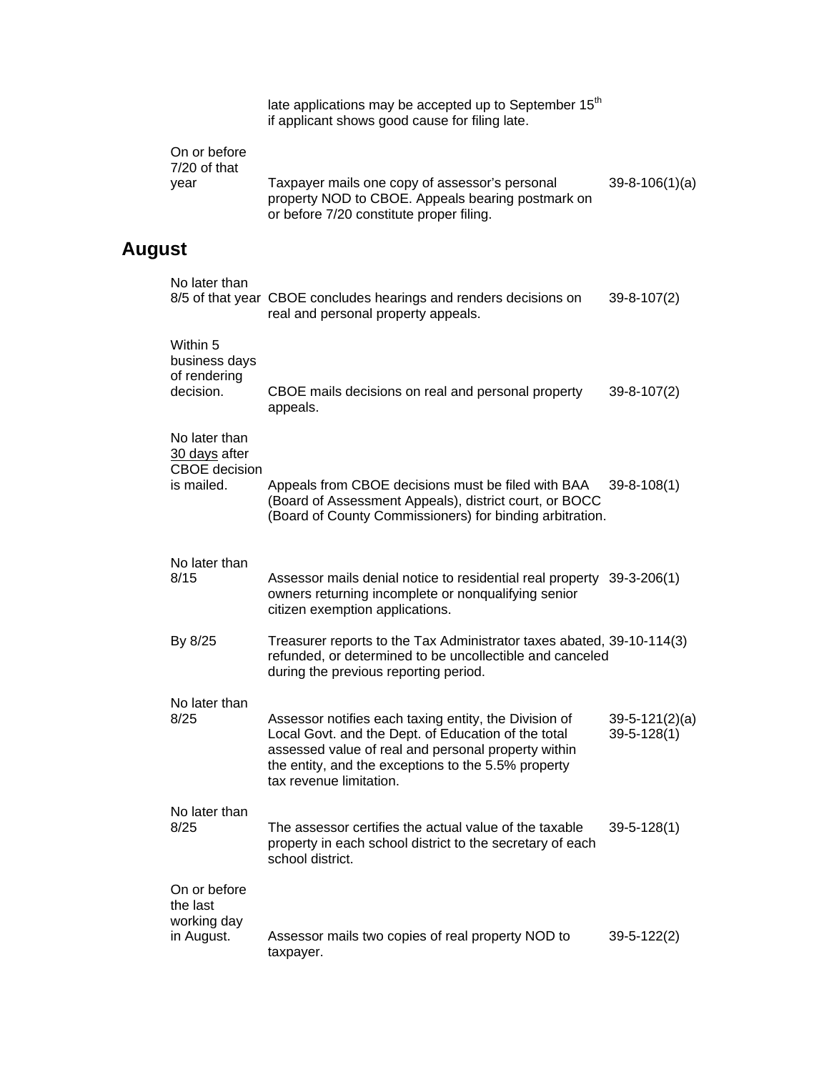| | | |
|---|---|---|
| | late applications may be accepted up to September 15th if applicant shows good cause for filing late. | |
| On or before 7/20 of that year | Taxpayer mails one copy of assessor's personal property NOD to CBOE. Appeals bearing postmark on or before 7/20 constitute proper filing. | 39-8-106(1)(a) |

## August

| | | |
|---|---|---|
| No later than 8/5 of that year | CBOE concludes hearings and renders decisions on real and personal property appeals. | 39-8-107(2) |
| Within 5 business days of rendering decision. | CBOE mails decisions on real and personal property appeals. | 39-8-107(2) |
| No later than 30 days after CBOE decision is mailed. | Appeals from CBOE decisions must be filed with BAA (Board of Assessment Appeals), district court, or BOCC (Board of County Commissioners) for binding arbitration. | 39-8-108(1) |
| No later than 8/15 | Assessor mails denial notice to residential real property owners returning incomplete or nonqualifying senior citizen exemption applications. | 39-3-206(1) |
| By 8/25 | Treasurer reports to the Tax Administrator taxes abated, refunded, or determined to be uncollectible and canceled during the previous reporting period. | 39-10-114(3) |
| No later than 8/25 | Assessor notifies each taxing entity, the Division of Local Govt. and the Dept. of Education of the total assessed value of real and personal property within the entity, and the exceptions to the 5.5% property tax revenue limitation. | 39-5-121(2)(a) 39-5-128(1) |
| No later than 8/25 | The assessor certifies the actual value of the taxable property in each school district to the secretary of each school district. | 39-5-128(1) |
| On or before the last working day in August. | Assessor mails two copies of real property NOD to taxpayer. | 39-5-122(2) |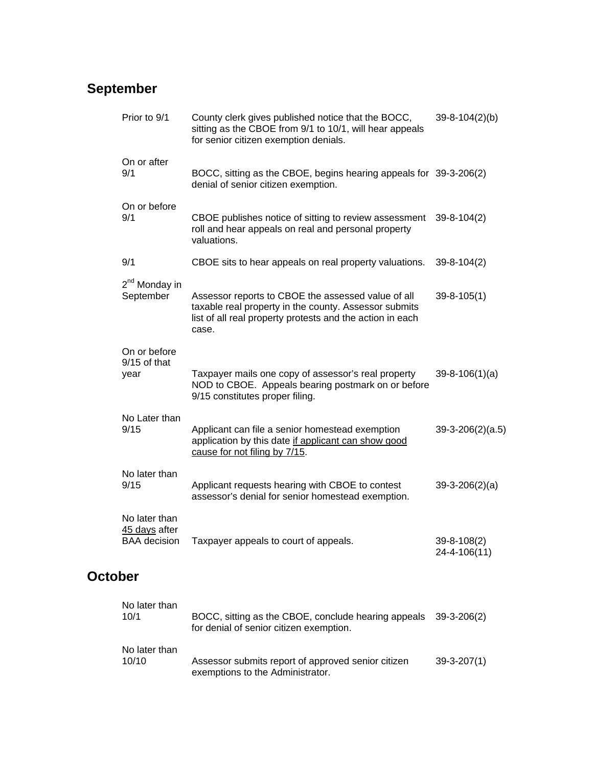## September

| | | |
|---|---|---|
| Prior to 9/1 | County clerk gives published notice that the BOCC, sitting as the CBOE from 9/1 to 10/1, will hear appeals for senior citizen exemption denials. | 39-8-104(2)(b) |
| On or after 9/1 | BOCC, sitting as the CBOE, begins hearing appeals for denial of senior citizen exemption. | 39-3-206(2) |
| On or before 9/1 | CBOE publishes notice of sitting to review assessment roll and hear appeals on real and personal property valuations. | 39-8-104(2) |
| 9/1 | CBOE sits to hear appeals on real property valuations. | 39-8-104(2) |
| 2nd Monday in September | Assessor reports to CBOE the assessed value of all taxable real property in the county. Assessor submits list of all real property protests and the action in each case. | 39-8-105(1) |
| On or before 9/15 of that year | Taxpayer mails one copy of assessor's real property NOD to CBOE. Appeals bearing postmark on or before 9/15 constitutes proper filing. | 39-8-106(1)(a) |
| No Later than 9/15 | Applicant can file a senior homestead exemption application by this date <u>if applicant can show good cause for not filing by 7/15</u>. | 39-3-206(2)(a.5) |
| No later than 9/15 | Applicant requests hearing with CBOE to contest assessor's denial for senior homestead exemption. | 39-3-206(2)(a) |
| No later than <u>45 days</u> after BAA decision | Taxpayer appeals to court of appeals. | 39-8-108(2) 24-4-106(11) |

## October

| | | |
|---|---|---|
| No later than 10/1 | BOCC, sitting as the CBOE, conclude hearing appeals for denial of senior citizen exemption. | 39-3-206(2) |
| No later than 10/10 | Assessor submits report of approved senior citizen exemptions to the Administrator. | 39-3-207(1) |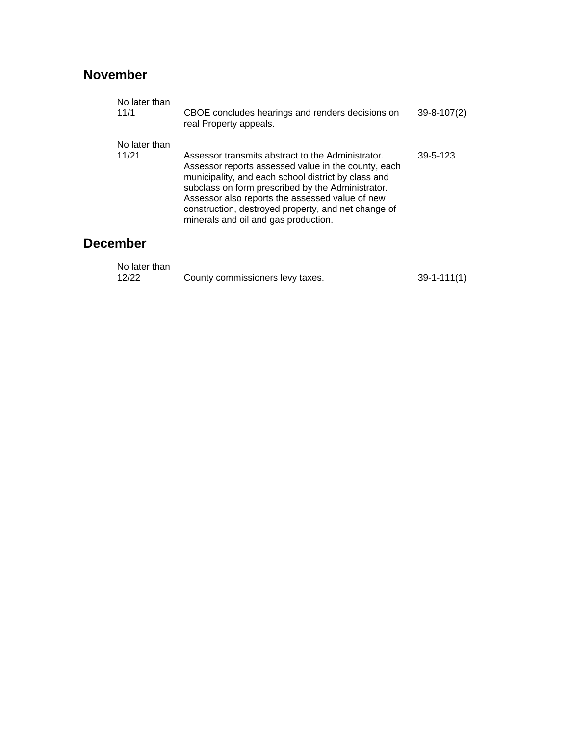## November

| | | |
|---|---|---|
| No later than 11/1 | CBOE concludes hearings and renders decisions on real Property appeals. | 39-8-107(2) |
| No later than 11/21 | Assessor transmits abstract to the Administrator. Assessor reports assessed value in the county, each municipality, and each school district by class and subclass on form prescribed by the Administrator. Assessor also reports the assessed value of new construction, destroyed property, and net change of minerals and oil and gas production. | 39-5-123 |

## December

| | | |
|---|---|---|
| No later than 12/22 | County commissioners levy taxes. | 39-1-111(1) |